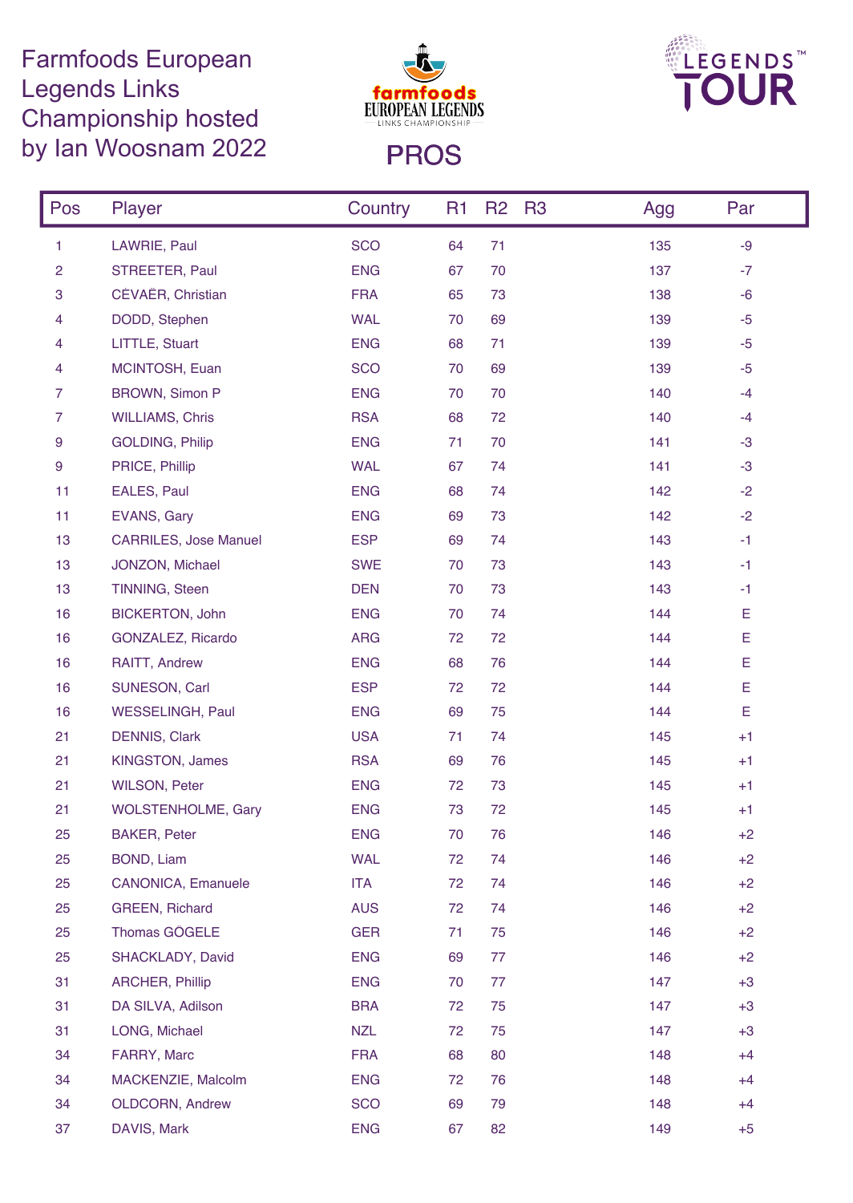# Farmfoods European Legends Links Championship hosted by Ian Woosnam 2022

farmfoods EUROPEAN LEGENDS LINKS CHAMPIONSHIP

LEGENDS TOUR™

## PROS

| Pos | Player | Country | R1 | R2 | R3 | Agg | Par |
|---|---|---|---|---|---|---|---|
| 1 | LAWRIE, Paul | SCO | 64 | 71 | | 135 | -9 |
| 2 | STREETER, Paul | ENG | 67 | 70 | | 137 | -7 |
| 3 | CÈVAËR, Christian | FRA | 65 | 73 | | 138 | -6 |
| 4 | DODD, Stephen | WAL | 70 | 69 | | 139 | -5 |
| 4 | LITTLE, Stuart | ENG | 68 | 71 | | 139 | -5 |
| 4 | MCINTOSH, Euan | SCO | 70 | 69 | | 139 | -5 |
| 7 | BROWN, Simon P | ENG | 70 | 70 | | 140 | -4 |
| 7 | WILLIAMS, Chris | RSA | 68 | 72 | | 140 | -4 |
| 9 | GOLDING, Philip | ENG | 71 | 70 | | 141 | -3 |
| 9 | PRICE, Phillip | WAL | 67 | 74 | | 141 | -3 |
| 11 | EALES, Paul | ENG | 68 | 74 | | 142 | -2 |
| 11 | EVANS, Gary | ENG | 69 | 73 | | 142 | -2 |
| 13 | CARRILES, Jose Manuel | ESP | 69 | 74 | | 143 | -1 |
| 13 | JONZON, Michael | SWE | 70 | 73 | | 143 | -1 |
| 13 | TINNING, Steen | DEN | 70 | 73 | | 143 | -1 |
| 16 | BICKERTON, John | ENG | 70 | 74 | | 144 | E |
| 16 | GONZALEZ, Ricardo | ARG | 72 | 72 | | 144 | E |
| 16 | RAITT, Andrew | ENG | 68 | 76 | | 144 | E |
| 16 | SUNESON, Carl | ESP | 72 | 72 | | 144 | E |
| 16 | WESSELINGH, Paul | ENG | 69 | 75 | | 144 | E |
| 21 | DENNIS, Clark | USA | 71 | 74 | | 145 | +1 |
| 21 | KINGSTON, James | RSA | 69 | 76 | | 145 | +1 |
| 21 | WILSON, Peter | ENG | 72 | 73 | | 145 | +1 |
| 21 | WOLSTENHOLME, Gary | ENG | 73 | 72 | | 145 | +1 |
| 25 | BAKER, Peter | ENG | 70 | 76 | | 146 | +2 |
| 25 | BOND, Liam | WAL | 72 | 74 | | 146 | +2 |
| 25 | CANONICA, Emanuele | ITA | 72 | 74 | | 146 | +2 |
| 25 | GREEN, Richard | AUS | 72 | 74 | | 146 | +2 |
| 25 | Thomas GÖGELE | GER | 71 | 75 | | 146 | +2 |
| 25 | SHACKLADY, David | ENG | 69 | 77 | | 146 | +2 |
| 31 | ARCHER, Phillip | ENG | 70 | 77 | | 147 | +3 |
| 31 | DA SILVA, Adilson | BRA | 72 | 75 | | 147 | +3 |
| 31 | LONG, Michael | NZL | 72 | 75 | | 147 | +3 |
| 34 | FARRY, Marc | FRA | 68 | 80 | | 148 | +4 |
| 34 | MACKENZIE, Malcolm | ENG | 72 | 76 | | 148 | +4 |
| 34 | OLDCORN, Andrew | SCO | 69 | 79 | | 148 | +4 |
| 37 | DAVIS, Mark | ENG | 67 | 82 | | 149 | +5 |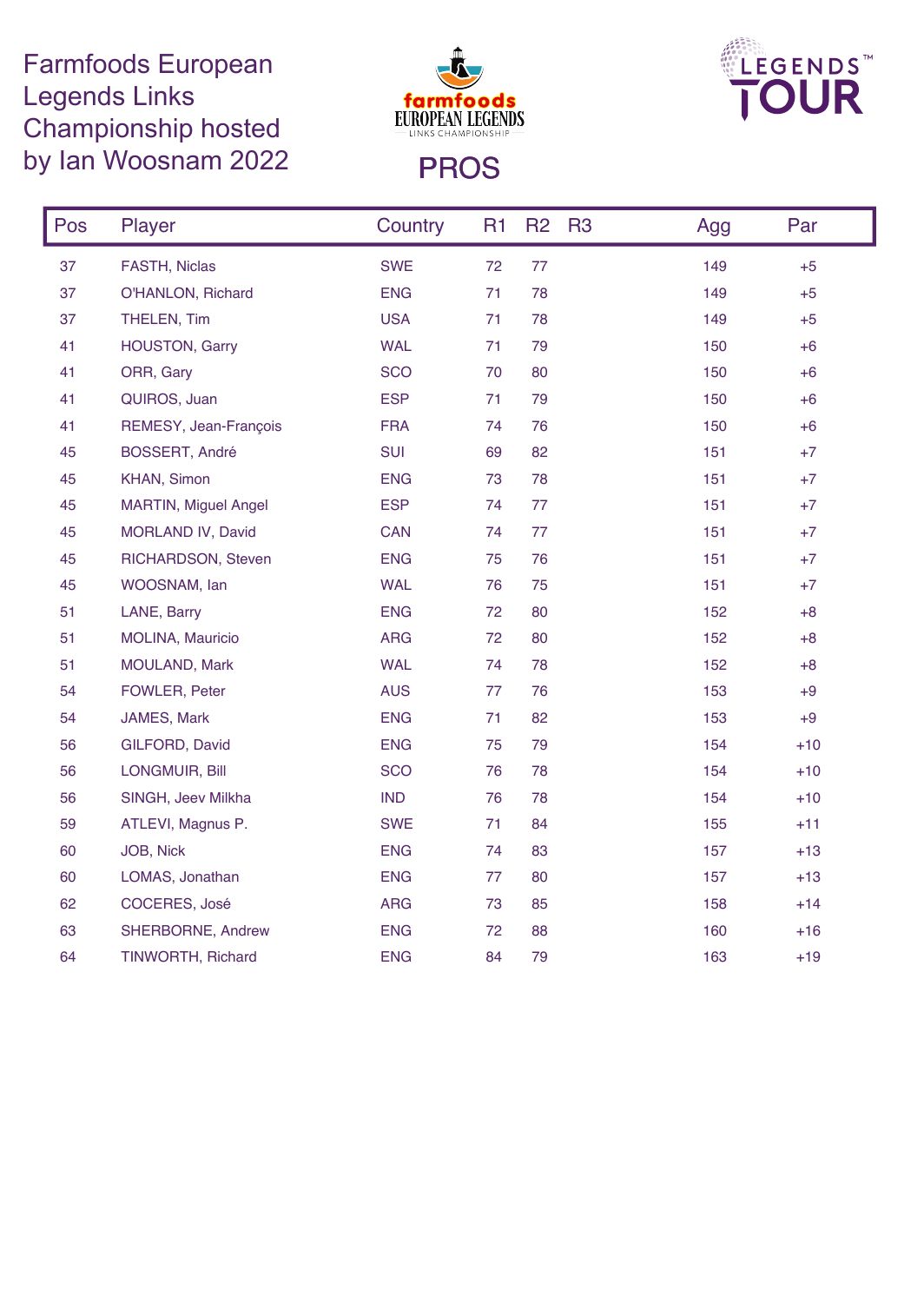# Farmfoods European Legends Links Championship hosted by Ian Woosnam 2022

farmfoods EUROPEAN LEGENDS LINKS CHAMPIONSHIP

LEGENDS TOUR

## PROS

| Pos | Player | Country | R1 | R2 | R3 | Agg | Par |
|---|---|---|---|---|---|---|---|
| 37 | FASTH, Niclas | SWE | 72 | 77 | | 149 | +5 |
| 37 | O'HANLON, Richard | ENG | 71 | 78 | | 149 | +5 |
| 37 | THELEN, Tim | USA | 71 | 78 | | 149 | +5 |
| 41 | HOUSTON, Garry | WAL | 71 | 79 | | 150 | +6 |
| 41 | ORR, Gary | SCO | 70 | 80 | | 150 | +6 |
| 41 | QUIROS, Juan | ESP | 71 | 79 | | 150 | +6 |
| 41 | REMESY, Jean-François | FRA | 74 | 76 | | 150 | +6 |
| 45 | BOSSERT, André | SUI | 69 | 82 | | 151 | +7 |
| 45 | KHAN, Simon | ENG | 73 | 78 | | 151 | +7 |
| 45 | MARTIN, Miguel Angel | ESP | 74 | 77 | | 151 | +7 |
| 45 | MORLAND IV, David | CAN | 74 | 77 | | 151 | +7 |
| 45 | RICHARDSON, Steven | ENG | 75 | 76 | | 151 | +7 |
| 45 | WOOSNAM, Ian | WAL | 76 | 75 | | 151 | +7 |
| 51 | LANE, Barry | ENG | 72 | 80 | | 152 | +8 |
| 51 | MOLINA, Mauricio | ARG | 72 | 80 | | 152 | +8 |
| 51 | MOULAND, Mark | WAL | 74 | 78 | | 152 | +8 |
| 54 | FOWLER, Peter | AUS | 77 | 76 | | 153 | +9 |
| 54 | JAMES, Mark | ENG | 71 | 82 | | 153 | +9 |
| 56 | GILFORD, David | ENG | 75 | 79 | | 154 | +10 |
| 56 | LONGMUIR, Bill | SCO | 76 | 78 | | 154 | +10 |
| 56 | SINGH, Jeev Milkha | IND | 76 | 78 | | 154 | +10 |
| 59 | ATLEVI, Magnus P. | SWE | 71 | 84 | | 155 | +11 |
| 60 | JOB, Nick | ENG | 74 | 83 | | 157 | +13 |
| 60 | LOMAS, Jonathan | ENG | 77 | 80 | | 157 | +13 |
| 62 | COCERES, José | ARG | 73 | 85 | | 158 | +14 |
| 63 | SHERBORNE, Andrew | ENG | 72 | 88 | | 160 | +16 |
| 64 | TINWORTH, Richard | ENG | 84 | 79 | | 163 | +19 |